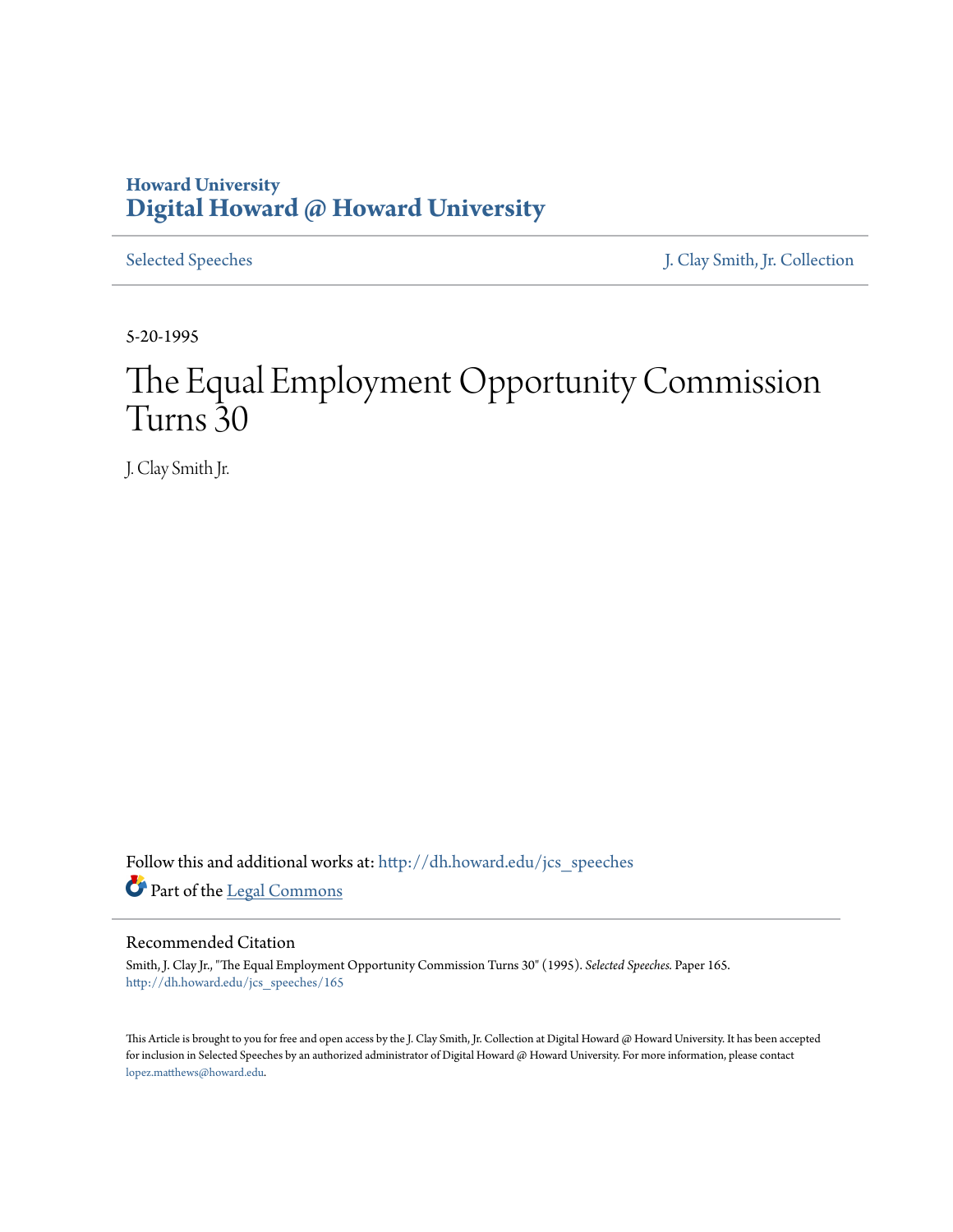Howard University
**Digital Howard @ Howard University**

Selected Speeches | J. Clay Smith, Jr. Collection

5-20-1995

# The Equal Employment Opportunity Commission Turns 30

J. Clay Smith Jr.

Follow this and additional works at: http://dh.howard.edu/jcs_speeches

Part of the Legal Commons

## Recommended Citation

Smith, J. Clay Jr., "The Equal Employment Opportunity Commission Turns 30" (1995). *Selected Speeches.* Paper 165. http://dh.howard.edu/jcs_speeches/165

This Article is brought to you for free and open access by the J. Clay Smith, Jr. Collection at Digital Howard @ Howard University. It has been accepted for inclusion in Selected Speeches by an authorized administrator of Digital Howard @ Howard University. For more information, please contact lopez.matthews@howard.edu.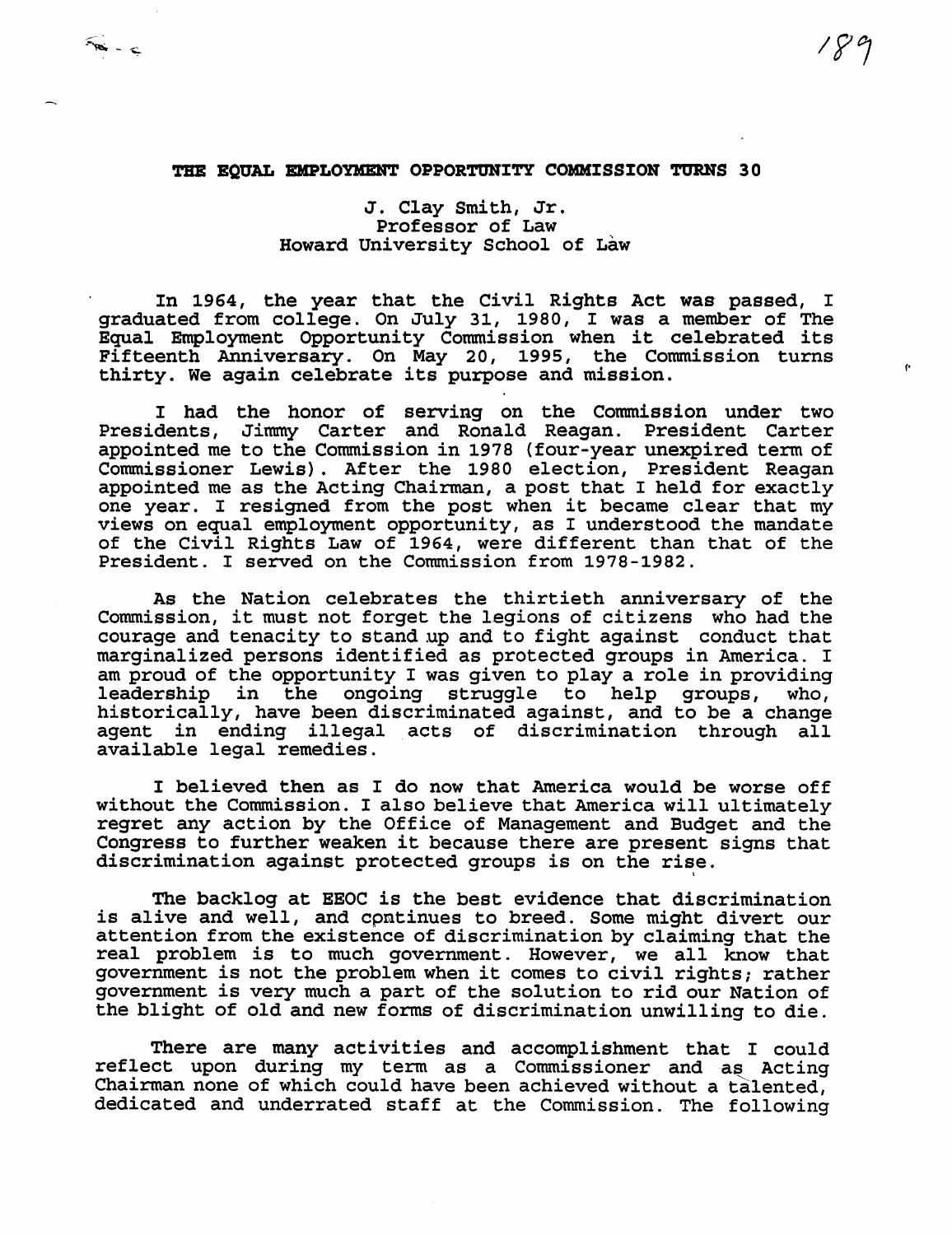# THE EQUAL EMPLOYMENT OPPORTUNITY COMMISSION TURNS 30

J. Clay Smith, Jr.
Professor of Law
Howard University School of Law

In 1964, the year that the Civil Rights Act was passed, I graduated from college. On July 31, 1980, I was a member of The Equal Employment Opportunity Commission when it celebrated its Fifteenth Anniversary. On May 20, 1995, the Commission turns thirty. We again celebrate its purpose and mission.

I had the honor of serving on the Commission under two Presidents, Jimmy Carter and Ronald Reagan. President Carter appointed me to the Commission in 1978 (four-year unexpired term of Commissioner Lewis). After the 1980 election, President Reagan appointed me as the Acting Chairman, a post that I held for exactly one year. I resigned from the post when it became clear that my views on equal employment opportunity, as I understood the mandate of the Civil Rights Law of 1964, were different than that of the President. I served on the Commission from 1978-1982.

As the Nation celebrates the thirtieth anniversary of the Commission, it must not forget the legions of citizens who had the courage and tenacity to stand up and to fight against conduct that marginalized persons identified as protected groups in America. I am proud of the opportunity I was given to play a role in providing leadership in the ongoing struggle to help groups, who, historically, have been discriminated against, and to be a change agent in ending illegal acts of discrimination through all available legal remedies.

I believed then as I do now that America would be worse off without the Commission. I also believe that America will ultimately regret any action by the Office of Management and Budget and the Congress to further weaken it because there are present signs that discrimination against protected groups is on the rise.

The backlog at EEOC is the best evidence that discrimination is alive and well, and continues to breed. Some might divert our attention from the existence of discrimination by claiming that the real problem is to much government. However, we all know that government is not the problem when it comes to civil rights; rather government is very much a part of the solution to rid our Nation of the blight of old and new forms of discrimination unwilling to die.

There are many activities and accomplishment that I could reflect upon during my term as a Commissioner and as Acting Chairman none of which could have been achieved without a talented, dedicated and underrated staff at the Commission. The following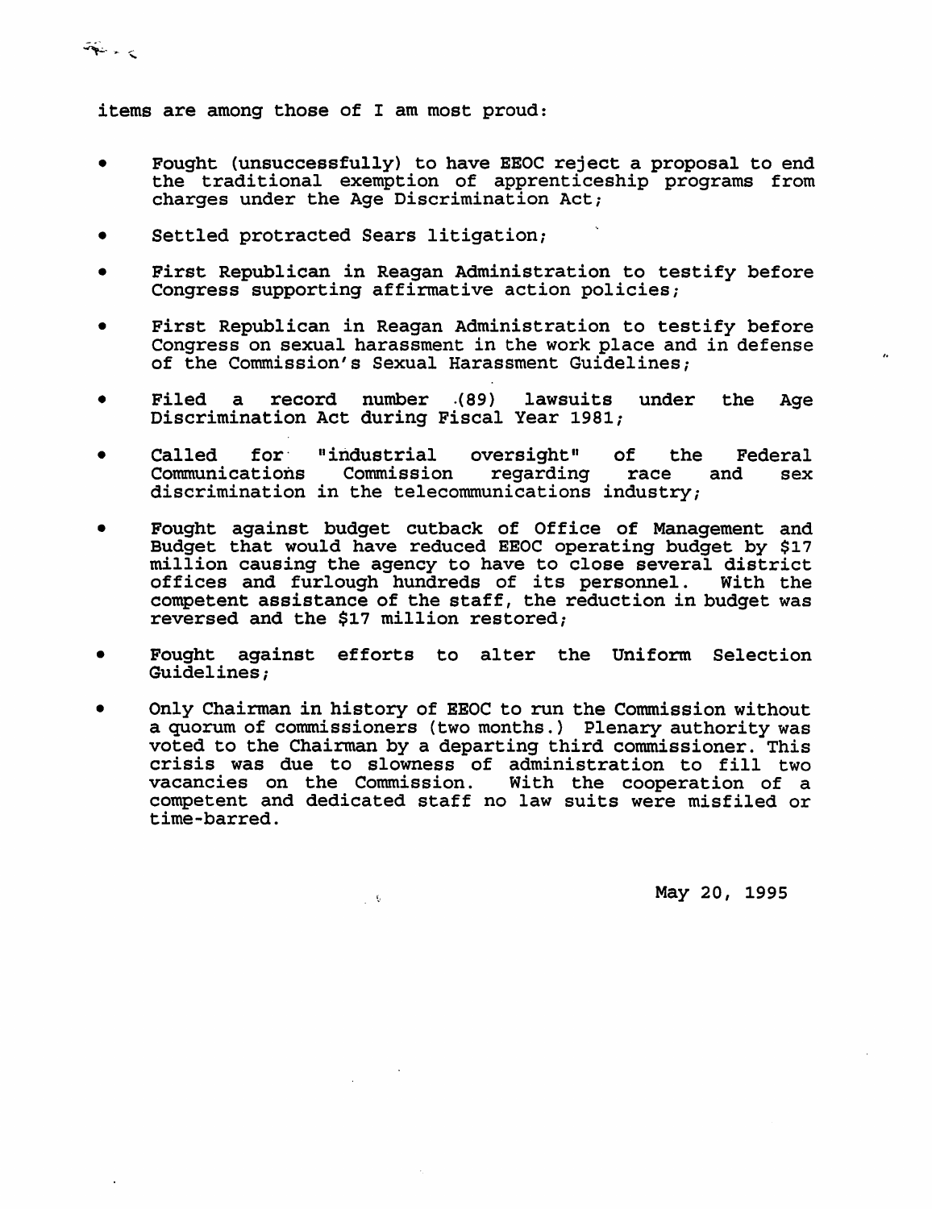items are among those of I am most proud:

- Fought (unsuccessfully) to have EEOC reject a proposal to end the traditional exemption of apprenticeship programs from charges under the Age Discrimination Act;
- Settled protracted Sears litigation;
- First Republican in Reagan Administration to testify before Congress supporting affirmative action policies;
- First Republican in Reagan Administration to testify before Congress on sexual harassment in the work place and in defense of the Commission's Sexual Harassment Guidelines;
- Filed a record number (89) lawsuits under the Age Discrimination Act during Fiscal Year 1981;
- Called for "industrial oversight" of the Federal Communications Commission regarding race and sex discrimination in the telecommunications industry;
- Fought against budget cutback of Office of Management and Budget that would have reduced EEOC operating budget by $17 million causing the agency to have to close several district offices and furlough hundreds of its personnel. With the competent assistance of the staff, the reduction in budget was reversed and the $17 million restored;
- Fought against efforts to alter the Uniform Selection Guidelines;
- Only Chairman in history of EEOC to run the Commission without a quorum of commissioners (two months.) Plenary authority was voted to the Chairman by a departing third commissioner. This crisis was due to slowness of administration to fill two vacancies on the Commission. With the cooperation of a competent and dedicated staff no law suits were misfiled or time-barred.

May 20, 1995